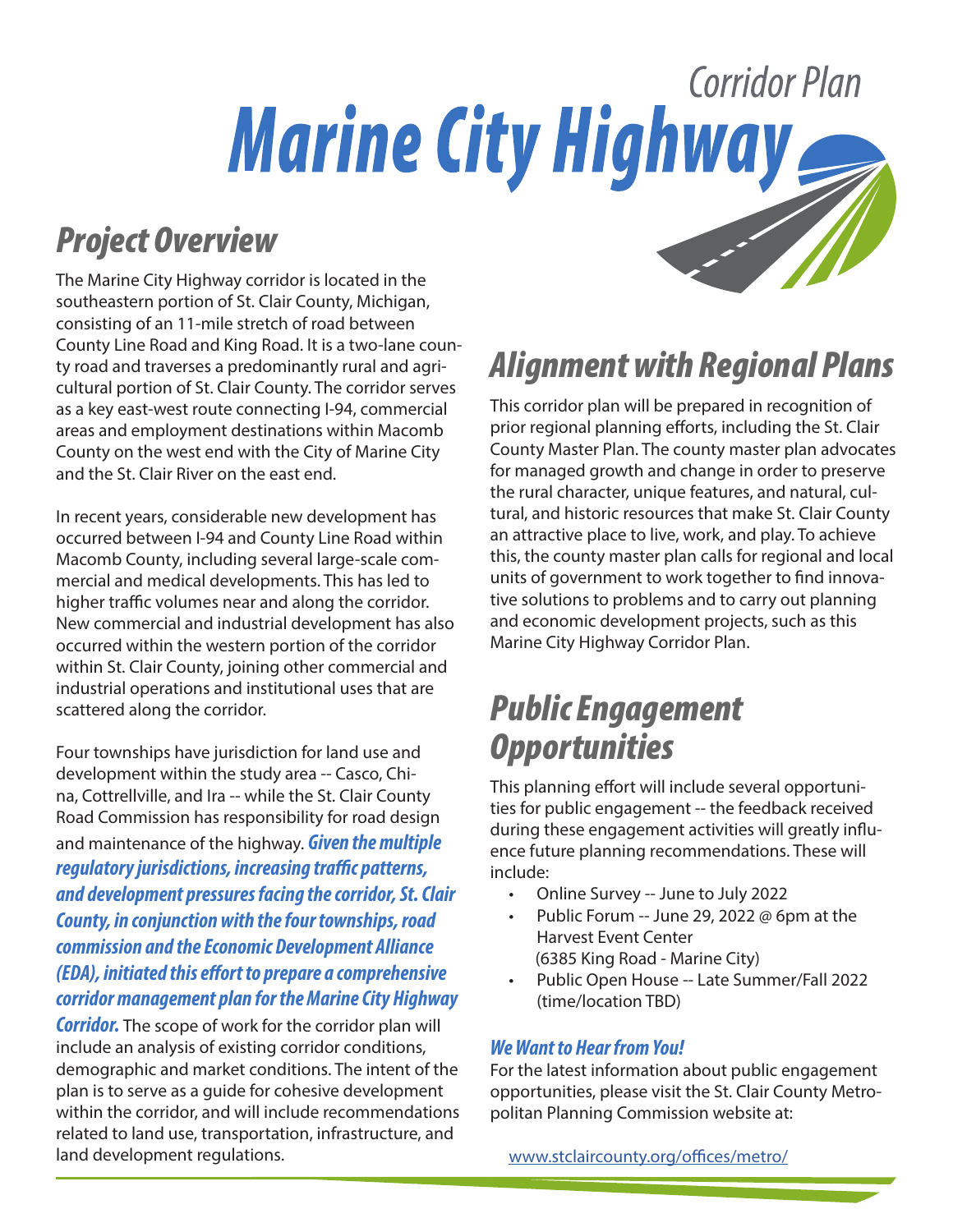# Marine City Highway Corridor Plan

## Project Overview

The Marine City Highway corridor is located in the southeastern portion of St. Clair County, Michigan, consisting of an 11-mile stretch of road between County Line Road and King Road. It is a two-lane county road and traverses a predominantly rural and agricultural portion of St. Clair County. The corridor serves as a key east-west route connecting I-94, commercial areas and employment destinations within Macomb County on the west end with the City of Marine City and the St. Clair River on the east end.

In recent years, considerable new development has occurred between I-94 and County Line Road within Macomb County, including several large-scale commercial and medical developments. This has led to higher traffic volumes near and along the corridor. New commercial and industrial development has also occurred within the western portion of the corridor within St. Clair County, joining other commercial and industrial operations and institutional uses that are scattered along the corridor.

Four townships have jurisdiction for land use and development within the study area -- Casco, China, Cottrellville, and Ira -- while the St. Clair County Road Commission has responsibility for road design and maintenance of the highway. ***Given the multiple regulatory jurisdictions, increasing traffic patterns, and development pressures facing the corridor, St. Clair County, in conjunction with the four townships, road commission and the Economic Development Alliance (EDA), initiated this effort to prepare a comprehensive corridor management plan for the Marine City Highway Corridor.*** The scope of work for the corridor plan will include an analysis of existing corridor conditions, demographic and market conditions. The intent of the plan is to serve as a guide for cohesive development within the corridor, and will include recommendations related to land use, transportation, infrastructure, and land development regulations.

## Alignment with Regional Plans

This corridor plan will be prepared in recognition of prior regional planning efforts, including the St. Clair County Master Plan. The county master plan advocates for managed growth and change in order to preserve the rural character, unique features, and natural, cultural, and historic resources that make St. Clair County an attractive place to live, work, and play. To achieve this, the county master plan calls for regional and local units of government to work together to find innovative solutions to problems and to carry out planning and economic development projects, such as this Marine City Highway Corridor Plan.

## Public Engagement Opportunities

This planning effort will include several opportunities for public engagement -- the feedback received during these engagement activities will greatly influence future planning recommendations. These will include:

- Online Survey -- June to July 2022
- Public Forum -- June 29, 2022 @ 6pm at the Harvest Event Center (6385 King Road - Marine City)
- Public Open House -- Late Summer/Fall 2022 (time/location TBD)

### *We Want to Hear from You!*

For the latest information about public engagement opportunities, please visit the St. Clair County Metropolitan Planning Commission website at:

www.stclaircounty.org/offices/metro/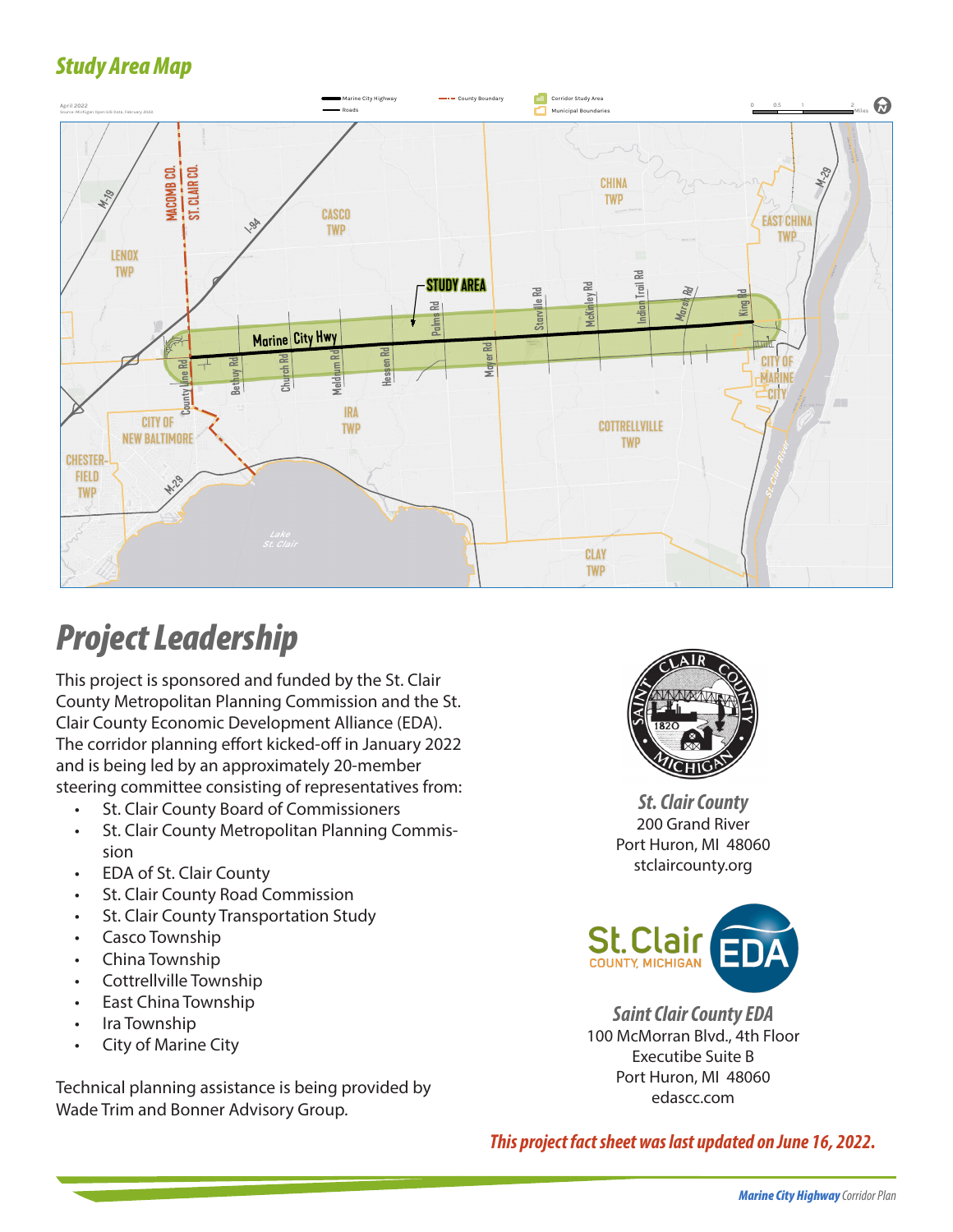## Study Area Map

April 2022
Source: Michigan Open GIS Data, February 2022

Marine City Highway
Roads
County Boundary
Corridor Study Area
Municipal Boundaries

0 0.5 1 2 Miles

MACOMB CO.
ST. CLAIR CO.
M-19
I-94
CASCO TWP
LENOX TWP
CHINA TWP
EAST CHINA TWP
M-29
STUDY AREA
Marine City Hwy
County Line Rd
Bethuy Rd
Church Rd
Meldrum Rd
Hessen Rd
Palms Rd
Meyer Rd
Starville Rd
McKinley Rd
Indian Trail Rd
Marsh Rd
King Rd
CITY OF MARINE CITY
CITY OF NEW BALTIMORE
IRA TWP
COTTRELLVILLE TWP
CHESTER-FIELD TWP
M-29
Lake St. Clair
CLAY TWP
St. Clair River

# Project Leadership

This project is sponsored and funded by the St. Clair County Metropolitan Planning Commission and the St. Clair County Economic Development Alliance (EDA). The corridor planning effort kicked-off in January 2022 and is being led by an approximately 20-member steering committee consisting of representatives from:

- St. Clair County Board of Commissioners
- St. Clair County Metropolitan Planning Commission
- EDA of St. Clair County
- St. Clair County Road Commission
- St. Clair County Transportation Study
- Casco Township
- China Township
- Cottrellville Township
- East China Township
- Ira Township
- City of Marine City

Technical planning assistance is being provided by Wade Trim and Bonner Advisory Group.

**St. Clair County**
200 Grand River
Port Huron, MI 48060
stclaircounty.org

**Saint Clair County EDA**
100 McMorran Blvd., 4th Floor
Executibe Suite B
Port Huron, MI 48060
edascc.com

*This project fact sheet was last updated on June 16, 2022.*